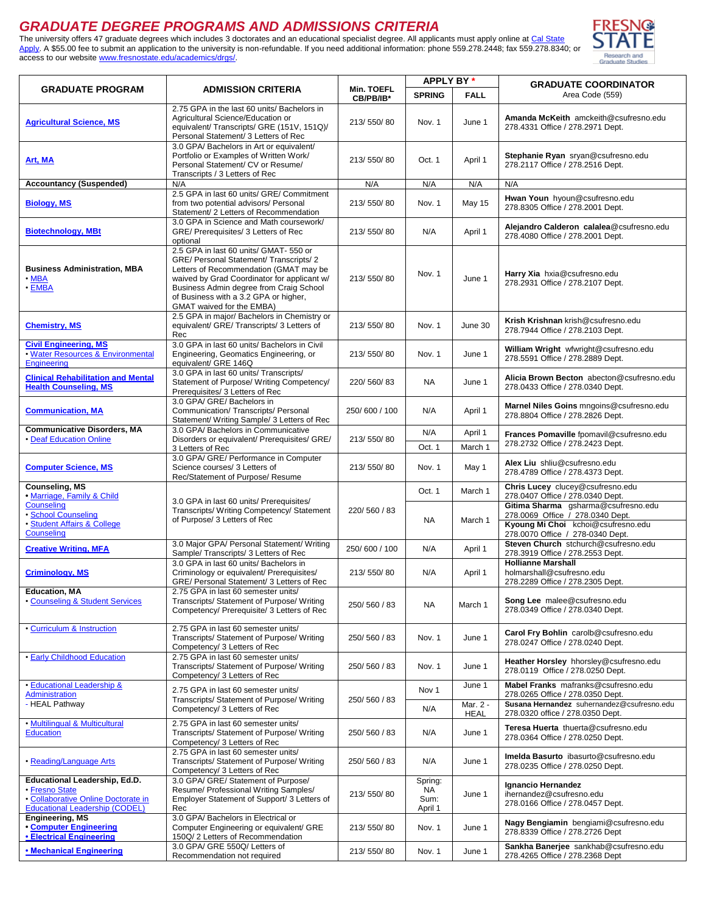# GRADUATE DEGREE PROGRAMS AND ADMISSIONS CRITERIA

The university offers 47 graduate degrees which includes 3 doctorates and an educational specialist degree. All applicants must apply online at Cal State Apply. A $55.00 fee to submit an application to the university is non-refundable. If you need additional information: phone 559.278.2448; fax 559.278.8340; or access to our website www.fresnostate.edu/academics/drgs/.

| GRADUATE PROGRAM | ADMISSION CRITERIA | Min. TOEFL CB/PB/IB* | APPLY BY * SPRING | APPLY BY * FALL | GRADUATE COORDINATOR Area Code (559) |
|---|---|---|---|---|---|
| **Agricultural Science, MS** | 2.75 GPA in the last 60 units/ Bachelors in Agricultural Science/Education or equivalent/ Transcripts/ GRE (151V, 151Q)/ Personal Statement/ 3 Letters of Rec | 213/ 550/ 80 | Nov. 1 | June 1 | **Amanda McKeith** amckeith@csufresno.edu 278.4331 Office / 278.2971 Dept. |
| **Art, MA** | 3.0 GPA/ Bachelors in Art or equivalent/ Portfolio or Examples of Written Work/ Personal Statement/ CV or Resume/ Transcripts / 3 Letters of Rec | 213/ 550/ 80 | Oct. 1 | April 1 | **Stephanie Ryan** sryan@csufresno.edu 278.2117 Office / 278.2516 Dept. |
| **Accountancy (Suspended)** | N/A | N/A | N/A | N/A | N/A |
| **Biology, MS** | 2.5 GPA in last 60 units/ GRE/ Commitment from two potential advisors/ Personal Statement/ 2 Letters of Recommendation | 213/ 550/ 80 | Nov. 1 | May 15 | **Hwan Youn** hyoun@csufresno.edu 278.8305 Office / 278.2001 Dept. |
| **Biotechnology, MBt** | 3.0 GPA in Science and Math coursework/ GRE/ Prerequisites/ 3 Letters of Rec optional | 213/ 550/ 80 | N/A | April 1 | **Alejandro Calderon** calalea@csufresno.edu 278.4080 Office / 278.2001 Dept. |
| **Business Administration, MBA** • MBA • EMBA | 2.5 GPA in last 60 units/ GMAT- 550 or GRE/ Personal Statement/ Transcripts/ 2 Letters of Recommendation (GMAT may be waived by Grad Coordinator for applicant w/ Business Admin degree from Craig School of Business with a 3.2 GPA or higher, GMAT waived for the EMBA) | 213/ 550/ 80 | Nov. 1 | June 1 | **Harry Xia** hxia@csufresno.edu 278.2931 Office / 278.2107 Dept. |
| **Chemistry, MS** | 2.5 GPA in major/ Bachelors in Chemistry or equivalent/ GRE/ Transcripts/ 3 Letters of Rec | 213/ 550/ 80 | Nov. 1 | June 30 | **Krish Krishnan** krish@csufresno.edu 278.7944 Office / 278.2103 Dept. |
| **Civil Engineering, MS** • Water Resources & Environmental Engineering | 3.0 GPA in last 60 units/ Bachelors in Civil Engineering, Geomatics Engineering, or equivalent/ GRE 146Q | 213/ 550/ 80 | Nov. 1 | June 1 | **William Wright** wfwright@csufresno.edu 278.5591 Office / 278.2889 Dept. |
| **Clinical Rehabilitation and Mental Health Counseling, MS** | 3.0 GPA in last 60 units/ Transcripts/ Statement of Purpose/ Writing Competency/ Prerequisites/ 3 Letters of Rec | 220/ 560/ 83 | NA | June 1 | **Alicia Brown Becton** abecton@csufresno.edu 278.0433 Office / 278.0340 Dept. |
| **Communication, MA** | 3.0 GPA/ GRE/ Bachelors in Communication/ Transcripts/ Personal Statement/ Writing Sample/ 3 Letters of Rec | 250/ 600 / 100 | N/A | April 1 | **Marnel Niles Goins** mngoins@csufresno.edu 278.8804 Office / 278.2826 Dept. |
| **Communicative Disorders, MA** | 3.0 GPA/ Bachelors in Communicative Disorders or equivalent/ Prerequisites/ GRE/ 3 Letters of Rec | 213/ 550/ 80 | N/A | April 1 | **Frances Pomaville** fpomavil@csufresno.edu 278.2732 Office / 278.2423 Dept. |
| • Deaf Education Online | | | Oct. 1 | March 1 | |
| **Computer Science, MS** | 3.0 GPA/ GRE/ Performance in Computer Science courses/ 3 Letters of Rec/Statement of Purpose/ Resume | 213/ 550/ 80 | Nov. 1 | May 1 | **Alex Liu** shliu@csufresno.edu 278.4789 Office / 278.4373 Dept. |
| **Counseling, MS** • Marriage, Family & Child Counseling | 3.0 GPA in last 60 units/ Prerequisites/ Transcripts/ Writing Competency/ Statement of Purpose/ 3 Letters of Rec | 220/ 560 / 83 | Oct. 1 | March 1 | **Chris Lucey** clucey@csufresno.edu 278.0407 Office / 278.0340 Dept. |
| • School Counseling • Student Affairs & College Counseling | | | NA | March 1 | **Gitima Sharma** gsharma@csufresno.edu 278.0069 Office / 278.0340 Dept. **Kyoung Mi Choi** kchoi@csufresno.edu 278.0070 Office / 278-0340 Dept. |
| **Creative Writing, MFA** | 3.0 Major GPA/ Personal Statement/ Writing Sample/ Transcripts/ 3 Letters of Rec | 250/ 600 / 100 | N/A | April 1 | **Steven Church** stchurch@csufresno.edu 278.3919 Office / 278.2553 Dept. |
| **Criminology, MS** | 3.0 GPA in last 60 units/ Bachelors in Criminology or equivalent/ Prerequisites/ GRE/ Personal Statement/ 3 Letters of Rec | 213/ 550/ 80 | N/A | April 1 | **Hollianne Marshall** holmarshall@csufresno.edu 278.2289 Office / 278.2305 Dept. |
| **Education, MA** • Counseling & Student Services | 2.75 GPA in last 60 semester units/ Transcripts/ Statement of Purpose/ Writing Competency/ Prerequisite/ 3 Letters of Rec | 250/ 560 / 83 | NA | March 1 | **Song Lee** malee@csufresno.edu 278.0349 Office / 278.0340 Dept. |
| • Curriculum & Instruction | 2.75 GPA in last 60 semester units/ Transcripts/ Statement of Purpose/ Writing Competency/ 3 Letters of Rec | 250/ 560 / 83 | Nov. 1 | June 1 | **Carol Fry Bohlin** carolb@csufresno.edu 278.0247 Office / 278.0240 Dept. |
| • Early Childhood Education | 2.75 GPA in last 60 semester units/ Transcripts/ Statement of Purpose/ Writing Competency/ 3 Letters of Rec | 250/ 560 / 83 | Nov. 1 | June 1 | **Heather Horsley** hhorsley@csufresno.edu 278.0119 Office / 278.0250 Dept. |
| • Educational Leadership & Administration | 2.75 GPA in last 60 semester units/ Transcripts/ Statement of Purpose/ Writing Competency/ 3 Letters of Rec | 250/ 560 / 83 | Nov 1 | June 1 | **Mabel Franks** mafranks@csufresno.edu 278.0265 Office / 278.0350 Dept. |
| - HEAL Pathway | | | N/A | Mar. 2 - HEAL | **Susana Hernandez** suhernandez@csufresno.edu 278.0320 office / 278.0350 Dept. |
| • Multilingual & Multicultural Education | 2.75 GPA in last 60 semester units/ Transcripts/ Statement of Purpose/ Writing Competency/ 3 Letters of Rec | 250/ 560 / 83 | N/A | June 1 | **Teresa Huerta** thuerta@csufresno.edu 278.0364 Office / 278.0250 Dept. |
| • Reading/Language Arts | 2.75 GPA in last 60 semester units/ Transcripts/ Statement of Purpose/ Writing Competency/ 3 Letters of Rec | 250/ 560 / 83 | N/A | June 1 | **Imelda Basurto** ibasurto@csufresno.edu 278.0235 Office / 278.0250 Dept. |
| **Educational Leadership, Ed.D.** • Fresno State • Collaborative Online Doctorate in Educational Leadership (CODEL) | 3.0 GPA/ GRE/ Statement of Purpose/ Resume/ Professional Writing Samples/ Employer Statement of Support/ 3 Letters of Rec | 213/ 550/ 80 | Spring: NA Sum: April 1 | June 1 | **Ignancio Hernandez** ihernandez@csufresno.edu 278.0166 Office / 278.0457 Dept. |
| **Engineering, MS** • Computer Engineering • Electrical Engineering | 3.0 GPA/ Bachelors in Electrical or Computer Engineering or equivalent/ GRE 150Q/ 2 Letters of Recommendation | 213/ 550/ 80 | Nov. 1 | June 1 | **Nagy Bengiamin** bengiami@csufresno.edu 278.8339 Office / 278.2726 Dept |
| • Mechanical Engineering | 3.0 GPA/ GRE 550Q/ Letters of Recommendation not required | 213/ 550/ 80 | Nov. 1 | June 1 | **Sankha Banerjee** sankhab@csufresno.edu 278.4265 Office / 278.2368 Dept |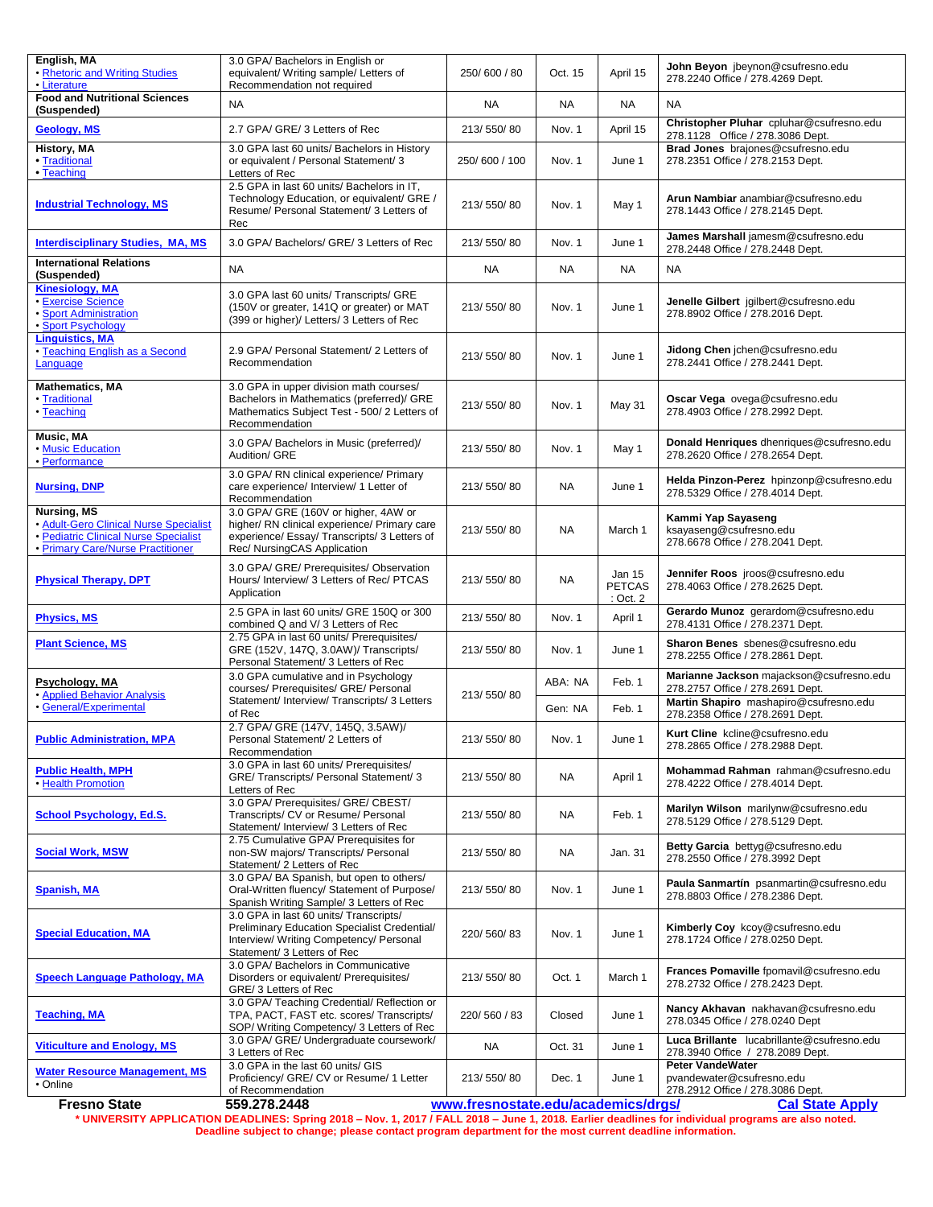| | | | | | |
|---|---|---|---|---|---|
| **English, MA**<br>• Rhetoric and Writing Studies<br>• Literature | 3.0 GPA/ Bachelors in English or equivalent/ Writing sample/ Letters of Recommendation not required | 250/ 600 / 80 | Oct. 15 | April 15 | **John Beyon** jbeynon@csufresno.edu<br>278.2240 Office / 278.4269 Dept. |
| **Food and Nutritional Sciences (Suspended)** | NA | NA | NA | NA | NA |
| **Geology, MS** | 2.7 GPA/ GRE/ 3 Letters of Rec | 213/ 550/ 80 | Nov. 1 | April 15 | **Christopher Pluhar** cpluhar@csufresno.edu<br>278.1128 Office / 278.3086 Dept. |
| **History, MA**<br>• Traditional<br>• Teaching | 3.0 GPA last 60 units/ Bachelors in History or equivalent / Personal Statement/ 3 Letters of Rec | 250/ 600 / 100 | Nov. 1 | June 1 | **Brad Jones** brajones@csufresno.edu<br>278.2351 Office / 278.2153 Dept. |
| **Industrial Technology, MS** | 2.5 GPA in last 60 units/ Bachelors in IT, Technology Education, or equivalent/ GRE / Resume/ Personal Statement/ 3 Letters of Rec | 213/ 550/ 80 | Nov. 1 | May 1 | **Arun Nambiar** anambiar@csufresno.edu<br>278.1443 Office / 278.2145 Dept. |
| **Interdisciplinary Studies, MA, MS** | 3.0 GPA/ Bachelors/ GRE/ 3 Letters of Rec | 213/ 550/ 80 | Nov. 1 | June 1 | **James Marshall** jamesm@csufresno.edu<br>278.2448 Office / 278.2448 Dept. |
| **International Relations (Suspended)** | NA | NA | NA | NA | NA |
| **Kinesiology, MA**<br>• Exercise Science<br>• Sport Administration<br>• Sport Psychology | 3.0 GPA last 60 units/ Transcripts/ GRE (150V or greater, 141Q or greater) or MAT (399 or higher)/ Letters/ 3 Letters of Rec | 213/ 550/ 80 | Nov. 1 | June 1 | **Jenelle Gilbert** jgilbert@csufresno.edu<br>278.8902 Office / 278.2016 Dept. |
| **Linguistics, MA**<br>• Teaching English as a Second Language | 2.9 GPA/ Personal Statement/ 2 Letters of Recommendation | 213/ 550/ 80 | Nov. 1 | June 1 | **Jidong Chen** jchen@csufresno.edu<br>278.2441 Office / 278.2441 Dept. |
| **Mathematics, MA**<br>• Traditional<br>• Teaching | 3.0 GPA in upper division math courses/ Bachelors in Mathematics (preferred)/ GRE Mathematics Subject Test - 500/ 2 Letters of Recommendation | 213/ 550/ 80 | Nov. 1 | May 31 | **Oscar Vega** ovega@csufresno.edu<br>278.4903 Office / 278.2992 Dept. |
| **Music, MA**<br>• Music Education<br>• Performance | 3.0 GPA/ Bachelors in Music (preferred)/ Audition/ GRE | 213/ 550/ 80 | Nov. 1 | May 1 | **Donald Henriques** dhenriques@csufresno.edu<br>278.2620 Office / 278.2654 Dept. |
| **Nursing, DNP** | 3.0 GPA/ RN clinical experience/ Primary care experience/ Interview/ 1 Letter of Recommendation | 213/ 550/ 80 | NA | June 1 | **Helda Pinzon-Perez** hpinzonp@csufresno.edu<br>278.5329 Office / 278.4014 Dept. |
| **Nursing, MS**<br>• Adult-Gero Clinical Nurse Specialist<br>• Pediatric Clinical Nurse Specialist<br>• Primary Care/Nurse Practitioner | 3.0 GPA/ GRE (160V or higher, 4AW or higher/ RN clinical experience/ Primary care experience/ Essay/ Transcripts/ 3 Letters of Rec/ NursingCAS Application | 213/ 550/ 80 | NA | March 1 | **Kammi Yap Sayaseng**<br>ksayaseng@csufresno.edu<br>278.6678 Office / 278.2041 Dept. |
| **Physical Therapy, DPT** | 3.0 GPA/ GRE/ Prerequisites/ Observation Hours/ Interview/ 3 Letters of Rec/ PTCAS Application | 213/ 550/ 80 | NA | Jan 15 PETCAS : Oct. 2 | **Jennifer Roos** jroos@csufresno.edu<br>278.4063 Office / 278.2625 Dept. |
| **Physics, MS** | 2.5 GPA in last 60 units/ GRE 150Q or 300 combined Q and V/ 3 Letters of Rec | 213/ 550/ 80 | Nov. 1 | April 1 | **Gerardo Munoz** gerardom@csufresno.edu<br>278.4131 Office / 278.2371 Dept. |
| **Plant Science, MS** | 2.75 GPA in last 60 units/ Prerequisites/ GRE (152V, 147Q, 3.0AW)/ Transcripts/ Personal Statement/ 3 Letters of Rec | 213/ 550/ 80 | Nov. 1 | June 1 | **Sharon Benes** sbenes@csufresno.edu<br>278.2255 Office / 278.2861 Dept. |
| **Psychology, MA**<br>• Applied Behavior Analysis<br>• General/Experimental | 3.0 GPA cumulative and in Psychology courses/ Prerequisites/ GRE/ Personal Statement/ Interview/ Transcripts/ 3 Letters of Rec | 213/ 550/ 80 | ABA: NA | Feb. 1 | **Marianne Jackson** majackson@csufresno.edu<br>278.2757 Office / 278.2691 Dept. |
| | | | Gen: NA | Feb. 1 | **Martin Shapiro** mashapiro@csufresno.edu<br>278.2358 Office / 278.2691 Dept. |
| **Public Administration, MPA** | 2.7 GPA/ GRE (147V, 145Q, 3.5AW)/ Personal Statement/ 2 Letters of Recommendation | 213/ 550/ 80 | Nov. 1 | June 1 | **Kurt Cline** kcline@csufresno.edu<br>278.2865 Office / 278.2988 Dept. |
| **Public Health, MPH**<br>• Health Promotion | 3.0 GPA in last 60 units/ Prerequisites/ GRE/ Transcripts/ Personal Statement/ 3 Letters of Rec | 213/ 550/ 80 | NA | April 1 | **Mohammad Rahman** rahman@csufresno.edu<br>278.4222 Office / 278.4014 Dept. |
| **School Psychology, Ed.S.** | 3.0 GPA/ Prerequisites/ GRE/ CBEST/ Transcripts/ CV or Resume/ Personal Statement/ Interview/ 3 Letters of Rec | 213/ 550/ 80 | NA | Feb. 1 | **Marilyn Wilson** marilynw@csufresno.edu<br>278.5129 Office / 278.5129 Dept. |
| **Social Work, MSW** | 2.75 Cumulative GPA/ Prerequisites for non-SW majors/ Transcripts/ Personal Statement/ 2 Letters of Rec | 213/ 550/ 80 | NA | Jan. 31 | **Betty Garcia** bettyg@csufresno.edu<br>278.2550 Office / 278.3992 Dept |
| **Spanish, MA** | 3.0 GPA/ BA Spanish, but open to others/ Oral-Written fluency/ Statement of Purpose/ Spanish Writing Sample/ 3 Letters of Rec | 213/ 550/ 80 | Nov. 1 | June 1 | **Paula Sanmartín** psanmartin@csufresno.edu<br>278.8803 Office / 278.2386 Dept. |
| **Special Education, MA** | 3.0 GPA in last 60 units/ Transcripts/ Preliminary Education Specialist Credential/ Interview/ Writing Competency/ Personal Statement/ 3 Letters of Rec | 220/ 560/ 83 | Nov. 1 | June 1 | **Kimberly Coy** kcoy@csufresno.edu<br>278.1724 Office / 278.0250 Dept. |
| **Speech Language Pathology, MA** | 3.0 GPA/ Bachelors in Communicative Disorders or equivalent/ Prerequisites/ GRE/ 3 Letters of Rec | 213/ 550/ 80 | Oct. 1 | March 1 | **Frances Pomaville** fpomavil@csufresno.edu<br>278.2732 Office / 278.2423 Dept. |
| **Teaching, MA** | 3.0 GPA/ Teaching Credential/ Reflection or TPA, PACT, FAST etc. scores/ Transcripts/ SOP/ Writing Competency/ 3 Letters of Rec | 220/ 560 / 83 | Closed | June 1 | **Nancy Akhavan** nakhavan@csufresno.edu<br>278.0345 Office / 278.0240 Dept |
| **Viticulture and Enology, MS** | 3.0 GPA/ GRE/ Undergraduate coursework/ 3 Letters of Rec | NA | Oct. 31 | June 1 | **Luca Brillante** lucabrillante@csufresno.edu<br>278.3940 Office / 278.2089 Dept. |
| **Water Resource Management, MS**<br>• Online | 3.0 GPA in the last 60 units/ GIS Proficiency/ GRE/ CV or Resume/ 1 Letter of Recommendation | 213/ 550/ 80 | Dec. 1 | June 1 | **Peter VandeWater**<br>pvandewater@csufresno.edu<br>278.2912 Office / 278.3086 Dept. |

**Fresno State** **559.278.2448** **www.fresnostate.edu/academics/drgs/** **Cal State Apply**

*** UNIVERSITY APPLICATION DEADLINES: Spring 2018 – Nov. 1, 2017 / FALL 2018 – June 1, 2018. Earlier deadlines for individual programs are also noted.**
**Deadline subject to change; please contact program department for the most current deadline information.**